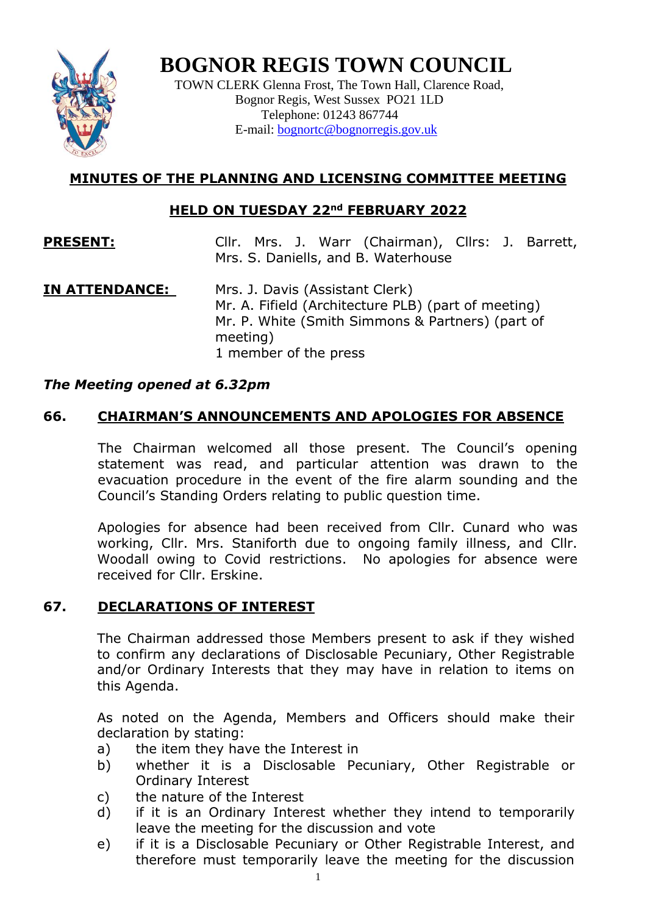# BOGNOR REGIS TOWN COUNCIL

TOWN CLERK Glenna Frost, The Town Hall, Clarence Road,
Bognor Regis, West Sussex PO21 1LD
Telephone: 01243 867744
E-mail: bognortc@bognorregis.gov.uk

## MINUTES OF THE PLANNING AND LICENSING COMMITTEE MEETING

## HELD ON TUESDAY 22nd FEBRUARY 2022

**PRESENT:** Cllr. Mrs. J. Warr (Chairman), Cllrs: J. Barrett, Mrs. S. Daniells, and B. Waterhouse

**IN ATTENDANCE:** Mrs. J. Davis (Assistant Clerk)
Mr. A. Fifield (Architecture PLB) (part of meeting)
Mr. P. White (Smith Simmons & Partners) (part of meeting)
1 member of the press

***The Meeting opened at 6.32pm***

### 66. CHAIRMAN'S ANNOUNCEMENTS AND APOLOGIES FOR ABSENCE

The Chairman welcomed all those present. The Council's opening statement was read, and particular attention was drawn to the evacuation procedure in the event of the fire alarm sounding and the Council's Standing Orders relating to public question time.

Apologies for absence had been received from Cllr. Cunard who was working, Cllr. Mrs. Staniforth due to ongoing family illness, and Cllr. Woodall owing to Covid restrictions. No apologies for absence were received for Cllr. Erskine.

### 67. DECLARATIONS OF INTEREST

The Chairman addressed those Members present to ask if they wished to confirm any declarations of Disclosable Pecuniary, Other Registrable and/or Ordinary Interests that they may have in relation to items on this Agenda.

As noted on the Agenda, Members and Officers should make their declaration by stating:

a) the item they have the Interest in
b) whether it is a Disclosable Pecuniary, Other Registrable or Ordinary Interest
c) the nature of the Interest
d) if it is an Ordinary Interest whether they intend to temporarily leave the meeting for the discussion and vote
e) if it is a Disclosable Pecuniary or Other Registrable Interest, and therefore must temporarily leave the meeting for the discussion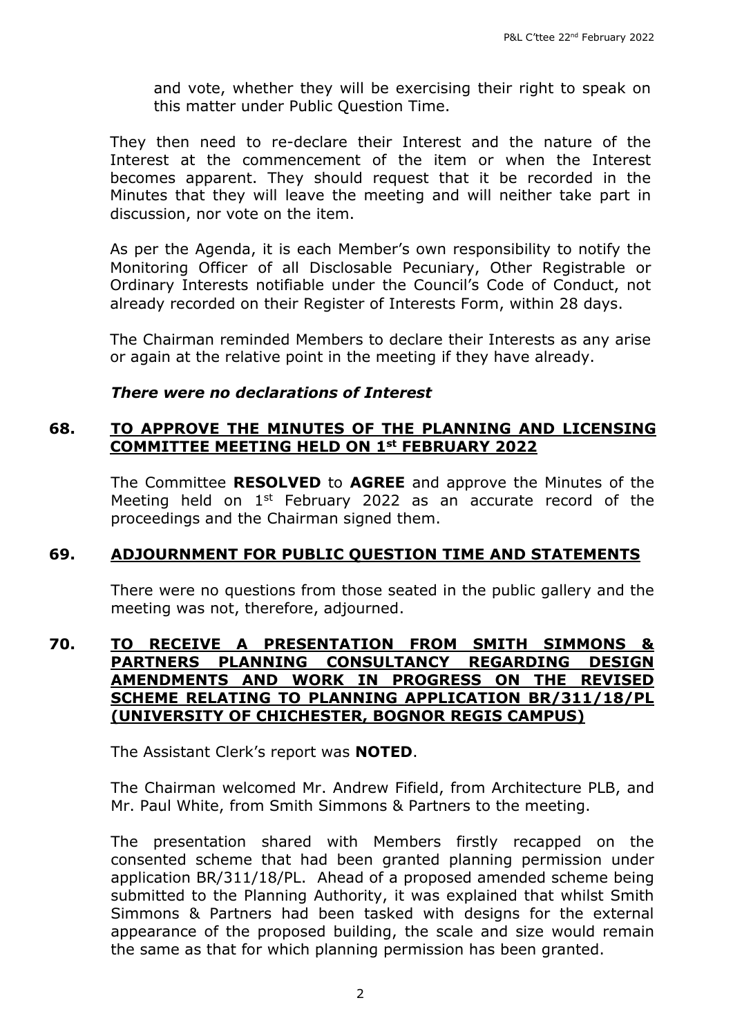and vote, whether they will be exercising their right to speak on this matter under Public Question Time.

They then need to re-declare their Interest and the nature of the Interest at the commencement of the item or when the Interest becomes apparent. They should request that it be recorded in the Minutes that they will leave the meeting and will neither take part in discussion, nor vote on the item.

As per the Agenda, it is each Member's own responsibility to notify the Monitoring Officer of all Disclosable Pecuniary, Other Registrable or Ordinary Interests notifiable under the Council's Code of Conduct, not already recorded on their Register of Interests Form, within 28 days.

The Chairman reminded Members to declare their Interests as any arise or again at the relative point in the meeting if they have already.

***There were no declarations of Interest***

## 68. TO APPROVE THE MINUTES OF THE PLANNING AND LICENSING COMMITTEE MEETING HELD ON 1st FEBRUARY 2022

The Committee **RESOLVED** to **AGREE** and approve the Minutes of the Meeting held on 1st February 2022 as an accurate record of the proceedings and the Chairman signed them.

## 69. ADJOURNMENT FOR PUBLIC QUESTION TIME AND STATEMENTS

There were no questions from those seated in the public gallery and the meeting was not, therefore, adjourned.

## 70. TO RECEIVE A PRESENTATION FROM SMITH SIMMONS & PARTNERS PLANNING CONSULTANCY REGARDING DESIGN AMENDMENTS AND WORK IN PROGRESS ON THE REVISED SCHEME RELATING TO PLANNING APPLICATION BR/311/18/PL (UNIVERSITY OF CHICHESTER, BOGNOR REGIS CAMPUS)

The Assistant Clerk's report was **NOTED**.

The Chairman welcomed Mr. Andrew Fifield, from Architecture PLB, and Mr. Paul White, from Smith Simmons & Partners to the meeting.

The presentation shared with Members firstly recapped on the consented scheme that had been granted planning permission under application BR/311/18/PL. Ahead of a proposed amended scheme being submitted to the Planning Authority, it was explained that whilst Smith Simmons & Partners had been tasked with designs for the external appearance of the proposed building, the scale and size would remain the same as that for which planning permission has been granted.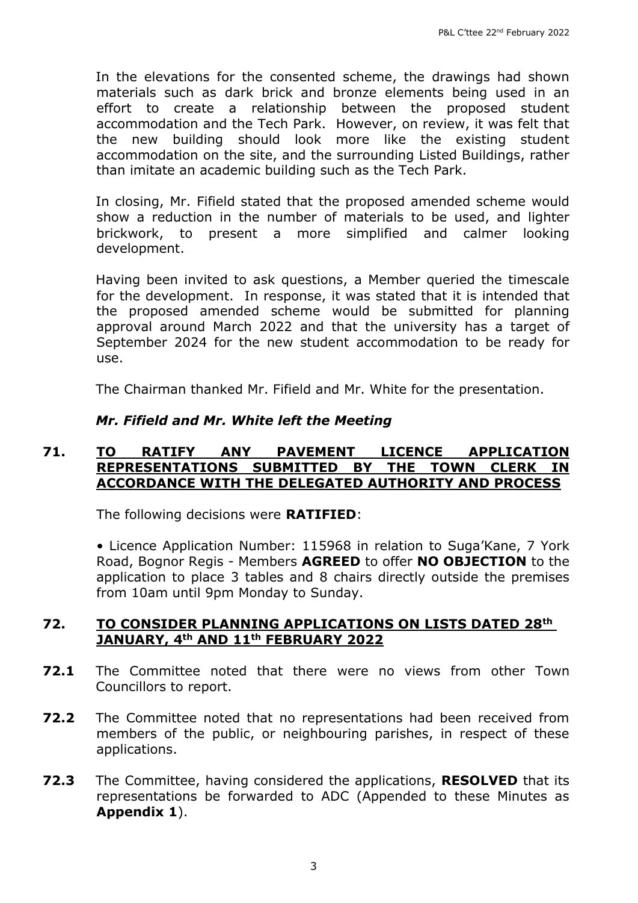In the elevations for the consented scheme, the drawings had shown materials such as dark brick and bronze elements being used in an effort to create a relationship between the proposed student accommodation and the Tech Park. However, on review, it was felt that the new building should look more like the existing student accommodation on the site, and the surrounding Listed Buildings, rather than imitate an academic building such as the Tech Park.

In closing, Mr. Fifield stated that the proposed amended scheme would show a reduction in the number of materials to be used, and lighter brickwork, to present a more simplified and calmer looking development.

Having been invited to ask questions, a Member queried the timescale for the development. In response, it was stated that it is intended that the proposed amended scheme would be submitted for planning approval around March 2022 and that the university has a target of September 2024 for the new student accommodation to be ready for use.

The Chairman thanked Mr. Fifield and Mr. White for the presentation.

***Mr. Fifield and Mr. White left the Meeting***

## 71. TO RATIFY ANY PAVEMENT LICENCE APPLICATION REPRESENTATIONS SUBMITTED BY THE TOWN CLERK IN ACCORDANCE WITH THE DELEGATED AUTHORITY AND PROCESS

The following decisions were **RATIFIED**:

• Licence Application Number: 115968 in relation to Suga'Kane, 7 York Road, Bognor Regis - Members **AGREED** to offer **NO OBJECTION** to the application to place 3 tables and 8 chairs directly outside the premises from 10am until 9pm Monday to Sunday.

## 72. TO CONSIDER PLANNING APPLICATIONS ON LISTS DATED 28th JANUARY, 4th AND 11th FEBRUARY 2022

**72.1** The Committee noted that there were no views from other Town Councillors to report.

**72.2** The Committee noted that no representations had been received from members of the public, or neighbouring parishes, in respect of these applications.

**72.3** The Committee, having considered the applications, **RESOLVED** that its representations be forwarded to ADC (Appended to these Minutes as **Appendix 1**).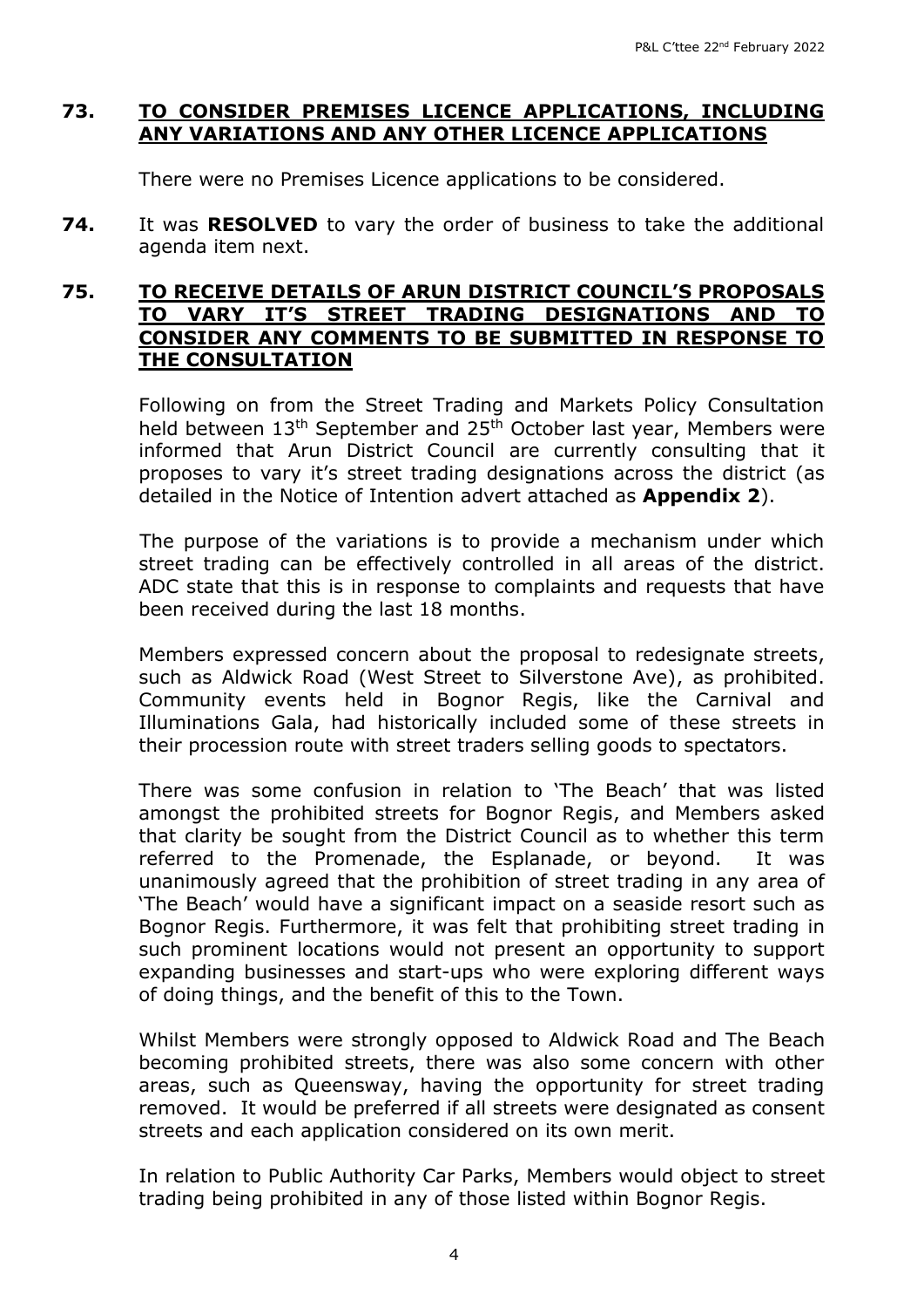**73. TO CONSIDER PREMISES LICENCE APPLICATIONS, INCLUDING ANY VARIATIONS AND ANY OTHER LICENCE APPLICATIONS**

There were no Premises Licence applications to be considered.

**74.** It was **RESOLVED** to vary the order of business to take the additional agenda item next.

**75. TO RECEIVE DETAILS OF ARUN DISTRICT COUNCIL'S PROPOSALS TO VARY IT'S STREET TRADING DESIGNATIONS AND TO CONSIDER ANY COMMENTS TO BE SUBMITTED IN RESPONSE TO THE CONSULTATION**

Following on from the Street Trading and Markets Policy Consultation held between 13th September and 25th October last year, Members were informed that Arun District Council are currently consulting that it proposes to vary it's street trading designations across the district (as detailed in the Notice of Intention advert attached as **Appendix 2**).

The purpose of the variations is to provide a mechanism under which street trading can be effectively controlled in all areas of the district. ADC state that this is in response to complaints and requests that have been received during the last 18 months.

Members expressed concern about the proposal to redesignate streets, such as Aldwick Road (West Street to Silverstone Ave), as prohibited. Community events held in Bognor Regis, like the Carnival and Illuminations Gala, had historically included some of these streets in their procession route with street traders selling goods to spectators.

There was some confusion in relation to 'The Beach' that was listed amongst the prohibited streets for Bognor Regis, and Members asked that clarity be sought from the District Council as to whether this term referred to the Promenade, the Esplanade, or beyond. It was unanimously agreed that the prohibition of street trading in any area of 'The Beach' would have a significant impact on a seaside resort such as Bognor Regis. Furthermore, it was felt that prohibiting street trading in such prominent locations would not present an opportunity to support expanding businesses and start-ups who were exploring different ways of doing things, and the benefit of this to the Town.

Whilst Members were strongly opposed to Aldwick Road and The Beach becoming prohibited streets, there was also some concern with other areas, such as Queensway, having the opportunity for street trading removed. It would be preferred if all streets were designated as consent streets and each application considered on its own merit.

In relation to Public Authority Car Parks, Members would object to street trading being prohibited in any of those listed within Bognor Regis.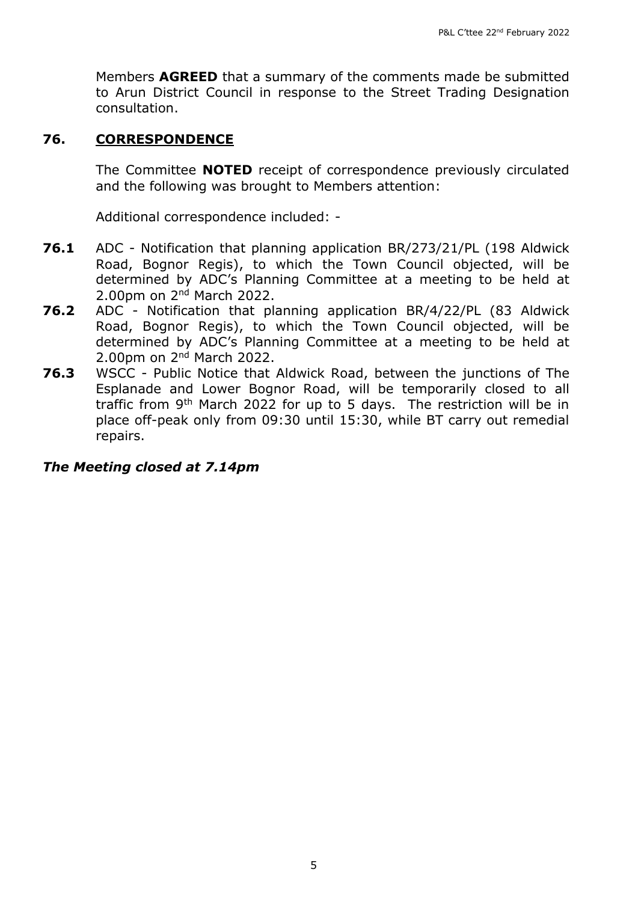Members **AGREED** that a summary of the comments made be submitted to Arun District Council in response to the Street Trading Designation consultation.

## 76. CORRESPONDENCE

The Committee **NOTED** receipt of correspondence previously circulated and the following was brought to Members attention:

Additional correspondence included: -

**76.1** ADC - Notification that planning application BR/273/21/PL (198 Aldwick Road, Bognor Regis), to which the Town Council objected, will be determined by ADC's Planning Committee at a meeting to be held at 2.00pm on 2nd March 2022.

**76.2** ADC - Notification that planning application BR/4/22/PL (83 Aldwick Road, Bognor Regis), to which the Town Council objected, will be determined by ADC's Planning Committee at a meeting to be held at 2.00pm on 2nd March 2022.

**76.3** WSCC - Public Notice that Aldwick Road, between the junctions of The Esplanade and Lower Bognor Road, will be temporarily closed to all traffic from 9th March 2022 for up to 5 days. The restriction will be in place off-peak only from 09:30 until 15:30, while BT carry out remedial repairs.

***The Meeting closed at 7.14pm***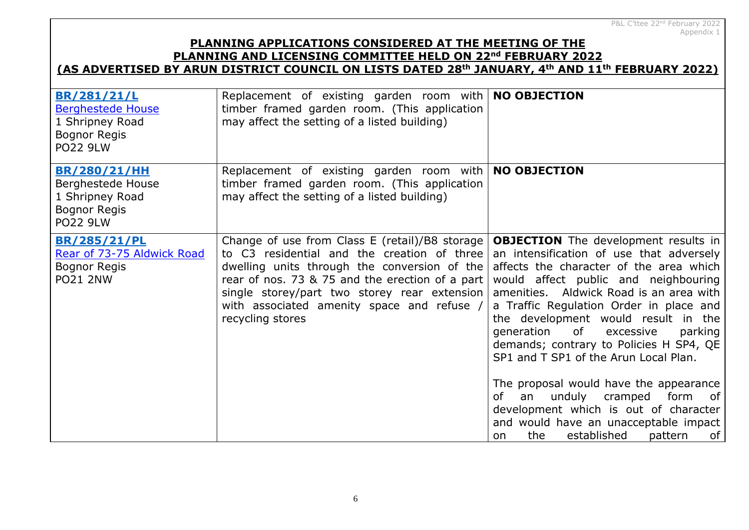P&L C'ttee 22nd February 2022
Appendix 1

**PLANNING APPLICATIONS CONSIDERED AT THE MEETING OF THE PLANNING AND LICENSING COMMITTEE HELD ON 22nd FEBRUARY 2022 (AS ADVERTISED BY ARUN DISTRICT COUNCIL ON LISTS DATED 28th JANUARY, 4th AND 11th FEBRUARY 2022)**

| | | |
|---|---|---|
| **BR/281/21/L**<br>Berghestede House<br>1 Shripney Road<br>Bognor Regis<br>PO22 9LW | Replacement of existing garden room with timber framed garden room. (This application may affect the setting of a listed building) | **NO OBJECTION** |
| **BR/280/21/HH**<br>Berghestede House<br>1 Shripney Road<br>Bognor Regis<br>PO22 9LW | Replacement of existing garden room with timber framed garden room. (This application may affect the setting of a listed building) | **NO OBJECTION** |
| **BR/285/21/PL**<br>Rear of 73-75 Aldwick Road<br>Bognor Regis<br>PO21 2NW | Change of use from Class E (retail)/B8 storage to C3 residential and the creation of three dwelling units through the conversion of the rear of nos. 73 & 75 and the erection of a part single storey/part two storey rear extension with associated amenity space and refuse / recycling stores | **OBJECTION** The development results in an intensification of use that adversely affects the character of the area which would affect public and neighbouring amenities. Aldwick Road is an area with a Traffic Regulation Order in place and the development would result in the generation of excessive parking demands; contrary to Policies H SP4, QE SP1 and T SP1 of the Arun Local Plan.<br><br>The proposal would have the appearance of an unduly cramped form of development which is out of character and would have an unacceptable impact on the established pattern of |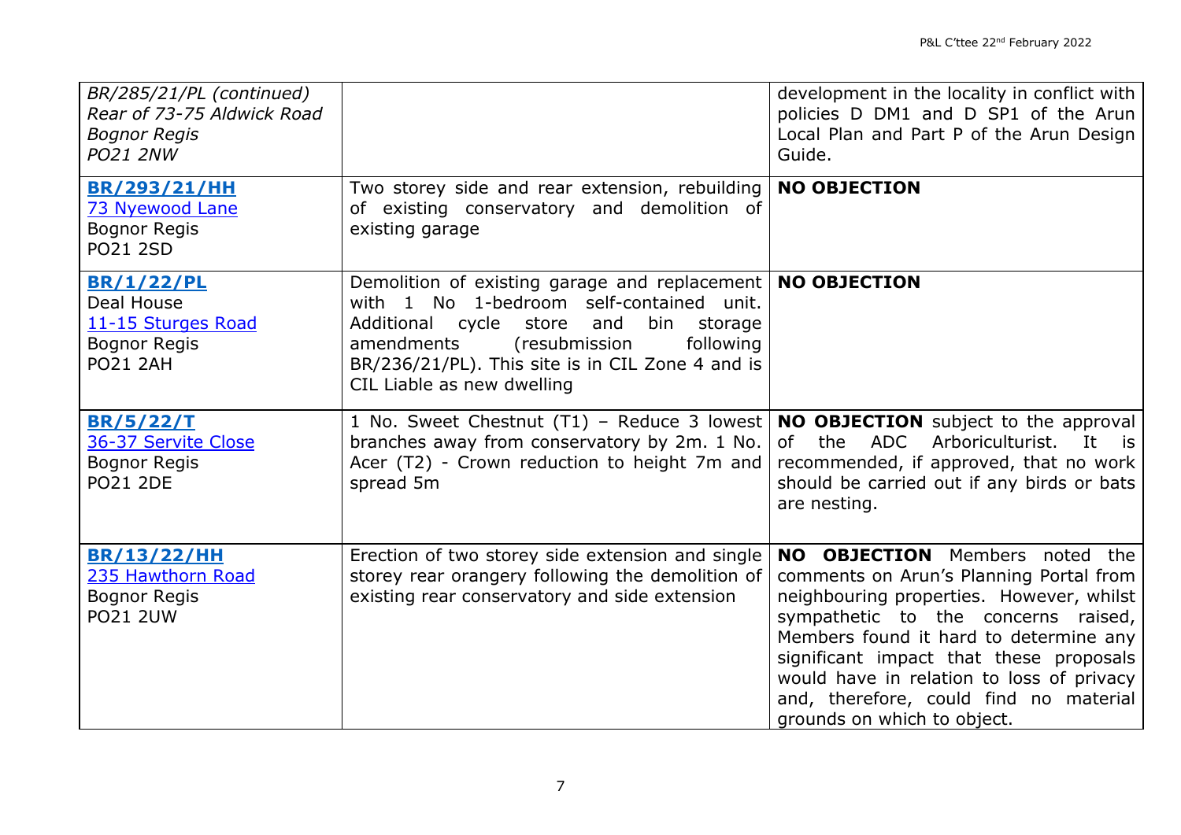| | | |
|---|---|---|
| *BR/285/21/PL (continued)*<br>*Rear of 73-75 Aldwick Road*<br>*Bognor Regis*<br>*PO21 2NW* | | development in the locality in conflict with policies D DM1 and D SP1 of the Arun Local Plan and Part P of the Arun Design Guide. |
| **BR/293/21/HH**<br>73 Nyewood Lane<br>Bognor Regis<br>PO21 2SD | Two storey side and rear extension, rebuilding of existing conservatory and demolition of existing garage | **NO OBJECTION** |
| **BR/1/22/PL**<br>Deal House<br>11-15 Sturges Road<br>Bognor Regis<br>PO21 2AH | Demolition of existing garage and replacement with 1 No 1-bedroom self-contained unit. Additional cycle store and bin storage amendments (resubmission following BR/236/21/PL). This site is in CIL Zone 4 and is CIL Liable as new dwelling | **NO OBJECTION** |
| **BR/5/22/T**<br>36-37 Servite Close<br>Bognor Regis<br>PO21 2DE | 1 No. Sweet Chestnut (T1) – Reduce 3 lowest branches away from conservatory by 2m. 1 No. Acer (T2) - Crown reduction to height 7m and spread 5m | **NO OBJECTION** subject to the approval of the ADC Arboriculturist. It is recommended, if approved, that no work should be carried out if any birds or bats are nesting. |
| **BR/13/22/HH**<br>235 Hawthorn Road<br>Bognor Regis<br>PO21 2UW | Erection of two storey side extension and single storey rear orangery following the demolition of existing rear conservatory and side extension | **NO OBJECTION** Members noted the comments on Arun's Planning Portal from neighbouring properties. However, whilst sympathetic to the concerns raised, Members found it hard to determine any significant impact that these proposals would have in relation to loss of privacy and, therefore, could find no material grounds on which to object. |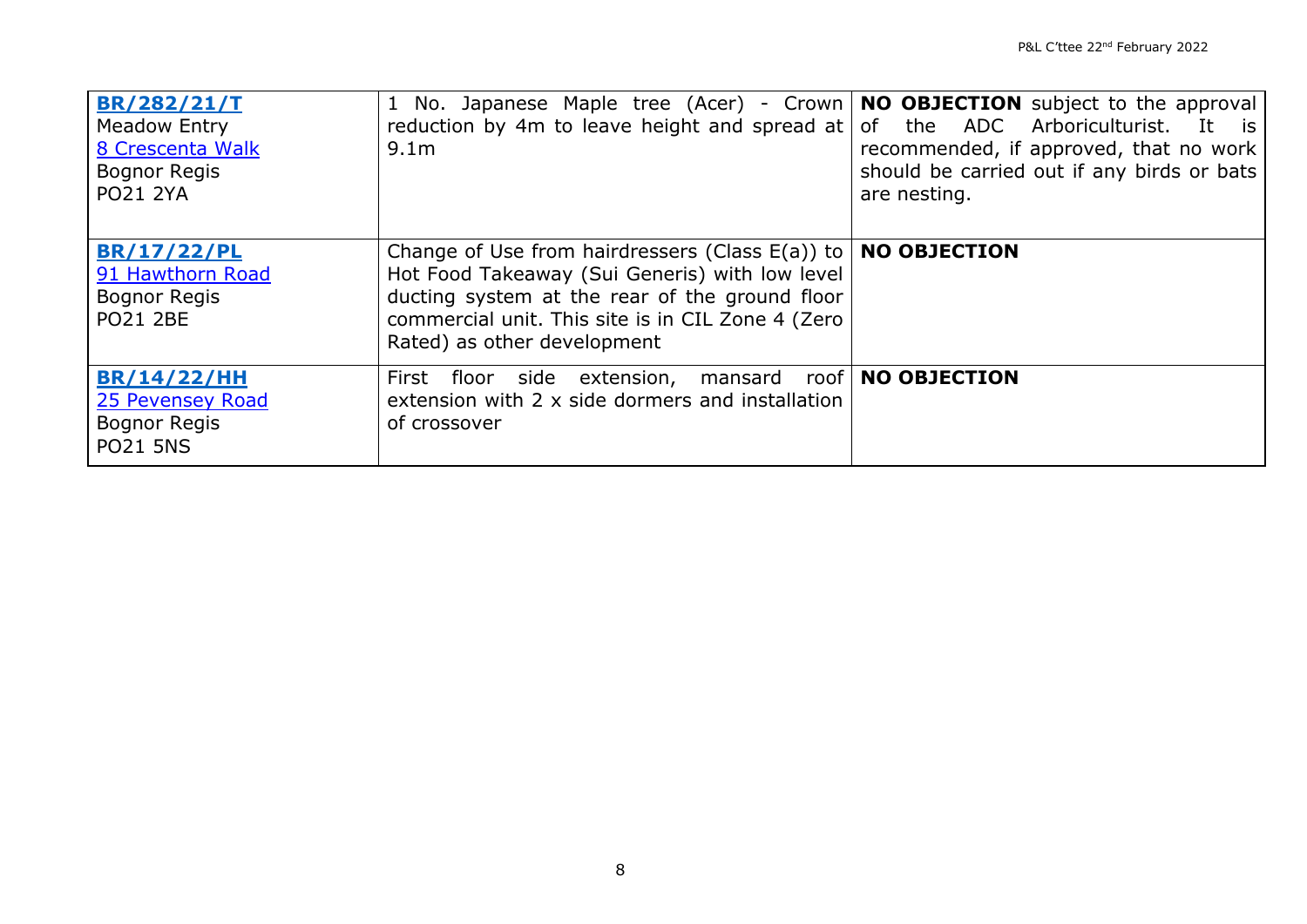| | | |
|---|---|---|
| **BR/282/21/T**<br>Meadow Entry<br>8 Crescenta Walk<br>Bognor Regis<br>PO21 2YA | 1 No. Japanese Maple tree (Acer) - Crown reduction by 4m to leave height and spread at 9.1m | **NO OBJECTION** subject to the approval of the ADC Arboriculturist. It is recommended, if approved, that no work should be carried out if any birds or bats are nesting. |
| **BR/17/22/PL**<br>91 Hawthorn Road<br>Bognor Regis<br>PO21 2BE | Change of Use from hairdressers (Class E(a)) to Hot Food Takeaway (Sui Generis) with low level ducting system at the rear of the ground floor commercial unit. This site is in CIL Zone 4 (Zero Rated) as other development | **NO OBJECTION** |
| **BR/14/22/HH**<br>25 Pevensey Road<br>Bognor Regis<br>PO21 5NS | First floor side extension, mansard roof extension with 2 x side dormers and installation of crossover | **NO OBJECTION** |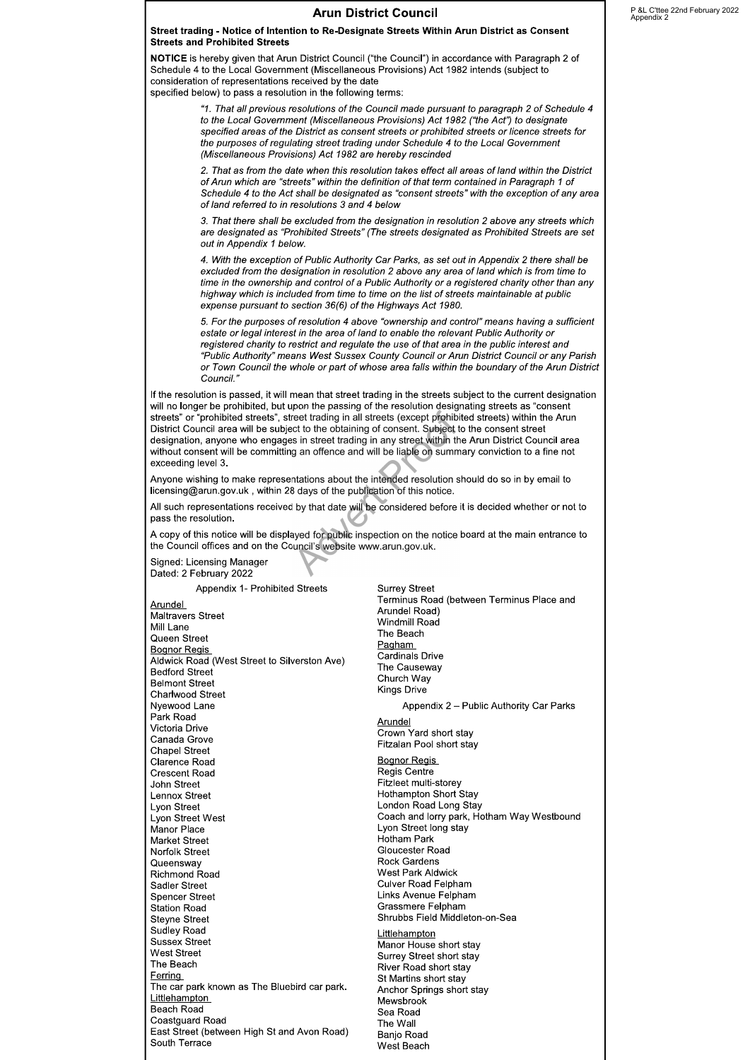# Arun District Council

**Street trading - Notice of Intention to Re-Designate Streets Within Arun District as Consent Streets and Prohibited Streets**

**NOTICE** is hereby given that Arun District Council ("the Council") in accordance with Paragraph 2 of Schedule 4 to the Local Government (Miscellaneous Provisions) Act 1982 intends (subject to consideration of representations received by the date specified below) to pass a resolution in the following terms:

> *"1. That all previous resolutions of the Council made pursuant to paragraph 2 of Schedule 4 to the Local Government (Miscellaneous Provisions) Act 1982 ("the Act") to designate specified areas of the District as consent streets or prohibited streets or licence streets for the purposes of regulating street trading under Schedule 4 to the Local Government (Miscellaneous Provisions) Act 1982 are hereby rescinded*
>
> *2. That as from the date when this resolution takes effect all areas of land within the District of Arun which are "streets" within the definition of that term contained in Paragraph 1 of Schedule 4 to the Act shall be designated as "consent streets" with the exception of any area of land referred to in resolutions 3 and 4 below*
>
> *3. That there shall be excluded from the designation in resolution 2 above any streets which are designated as "Prohibited Streets" (The streets designated as Prohibited Streets are set out in Appendix 1 below.*
>
> *4. With the exception of Public Authority Car Parks, as set out in Appendix 2 there shall be excluded from the designation in resolution 2 above any area of land which is from time to time in the ownership and control of a Public Authority or a registered charity other than any highway which is included from time to time on the list of streets maintainable at public expense pursuant to section 36(6) of the Highways Act 1980.*
>
> *5. For the purposes of resolution 4 above "ownership and control" means having a sufficient estate or legal interest in the area of land to enable the relevant Public Authority or registered charity to restrict and regulate the use of that area in the public interest and "Public Authority" means West Sussex County Council or Arun District Council or any Parish or Town Council the whole or part of whose area falls within the boundary of the Arun District Council."*

If the resolution is passed, it will mean that street trading in the streets subject to the current designation will no longer be prohibited, but upon the passing of the resolution designating streets as "consent streets" or "prohibited streets", street trading in all streets (except prohibited streets) within the Arun District Council area will be subject to the obtaining of consent. Subject to the consent street designation, anyone who engages in street trading in any street within the Arun District Council area without consent will be committing an offence and will be liable on summary conviction to a fine not exceeding level 3.

Anyone wishing to make representations about the intended resolution should do so in by email to licensing@arun.gov.uk , within 28 days of the publication of this notice.

All such representations received by that date will be considered before it is decided whether or not to pass the resolution.

A copy of this notice will be displayed for public inspection on the notice board at the main entrance to the Council offices and on the Council's website www.arun.gov.uk.

Signed: Licensing Manager
Dated: 2 February 2022

## Appendix 1- Prohibited Streets

Arundel
- Maltravers Street
- Mill Lane
- Queen Street

Bognor Regis
- Aldwick Road (West Street to Silverston Ave)
- Bedford Street
- Belmont Street
- Charlwood Street
- Nyewood Lane
- Park Road
- Victoria Drive
- Canada Grove
- Chapel Street
- Clarence Road
- Crescent Road
- John Street
- Lennox Street
- Lyon Street
- Lyon Street West
- Manor Place
- Market Street
- Norfolk Street
- Queensway
- Richmond Road
- Sadler Street
- Spencer Street
- Station Road
- Steyne Street
- Sudley Road
- Sussex Street
- West Street
- The Beach

Ferring
- The car park known as The Bluebird car park.

Littlehampton
- Beach Road
- Coastguard Road
- East Street (between High St and Avon Road)
- South Terrace
- Surrey Street
- Terminus Road (between Terminus Place and Arundel Road)
- Windmill Road
- The Beach

Pagham
- Cardinals Drive
- The Causeway
- Church Way
- Kings Drive

## Appendix 2 – Public Authority Car Parks

Arundel
- Crown Yard short stay
- Fitzalan Pool short stay

Bognor Regis
- Regis Centre
- Fitzleet multi-storey
- Hothampton Short Stay
- London Road Long Stay
- Coach and lorry park, Hotham Way Westbound
- Lyon Street long stay
- Hotham Park
- Gloucester Road
- Rock Gardens
- West Park Aldwick
- Culver Road Felpham
- Links Avenue Felpham
- Grassmere Felpham
- Shrubbs Field Middleton-on-Sea

Littlehampton
- Manor House short stay
- Surrey Street short stay
- River Road short stay
- St Martins short stay
- Anchor Springs short stay
- Mewsbrook
- Sea Road
- The Wall
- Banjo Road
- West Beach